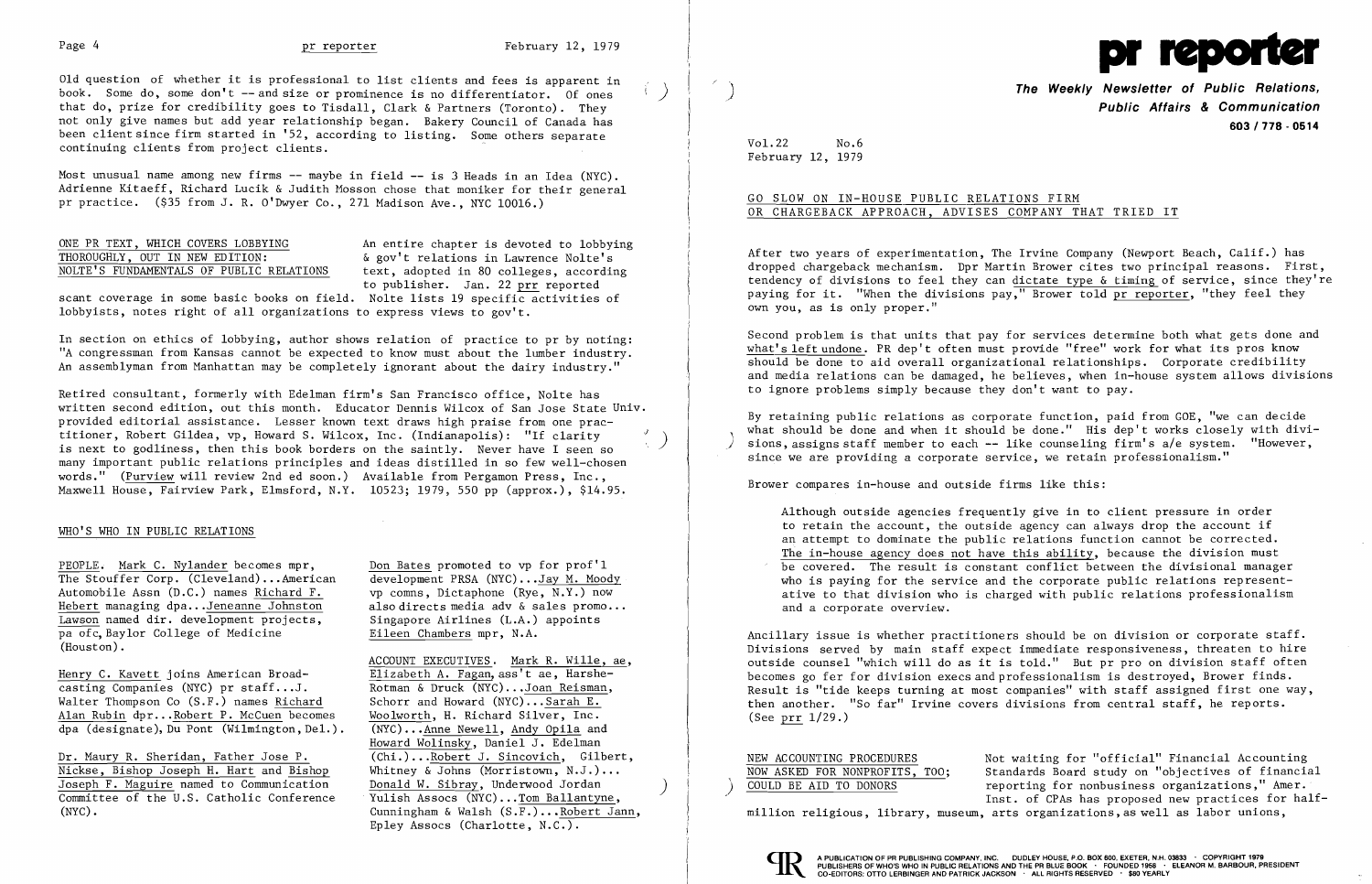Old question of whether it is professional to list clients and fees is apparent in book. Some do, some don't -- and size or prominence is no differentiator. Of ones that do, prize for credibility goes to Tisdall, Clark & Partners (Toronto). They not only give names but add year relationship began. Bakery Council of Canada has been client since firm started in '52, according to listing. Some others separate continuing clients from project clients.

Most unusual name among new firms -- maybe in field -- is 3 Heads in an Idea (NYC). Adrienne Kitaeff, Richard Lucik & Judith Mosson chose that moniker for their general pr practice. ($35 from J. R. O'Dwyer Co., 271 Madison Ave., NYC 10016.)

## ONE PR TEXT, WHICH COVERS LOBBYING THOROUGHLY, OUT IN NEW EDITION: NOLTE'S FUNDAMENTALS OF PUBLIC RELATIONS

An entire chapter is devoted to lobbying & gov't relations in Lawrence Nolte's text, adopted in 80 colleges, according to publisher. Jan. 22 prr reported scant coverage in some basic books on field. Nolte lists 19 specific activities of lobbyists, notes right of all organizations to express views to gov't.

In section on ethics of lobbying, author shows relation of practice to pr by noting: "A congressman from Kansas cannot be expected to know must about the lumber industry. An assemblyman from Manhattan may be completely ignorant about the dairy industry."

Retired consultant, formerly with Edelman firm's San Francisco office, Nolte has written second edition, out this month. Educator Dennis Wilcox of San Jose State Univ. provided editorial assistance. Lesser known text draws high praise from one practitioner, Robert Gildea, vp, Howard S. Wilcox, Inc. (Indianapolis): "If clarity is next to godliness, then this book borders on the saintly. Never have I seen so many important public relations principles and ideas distilled in so few well-chosen words." (Purview will review 2nd ed soon.) Available from Pergamon Press, Inc., Maxwell House, Fairview Park, Elmsford, N.Y. 10523; 1979, 550 pp (approx.), $14.95.

## WHO'S WHO IN PUBLIC RELATIONS

PEOPLE. Mark C. Nylander becomes mpr, The Stouffer Corp. (Cleveland)...American Automobile Assn (D.C.) names Richard F. Hebert managing dpa...Jeneanne Johnston Lawson named dir. development projects, pa ofc, Baylor College of Medicine (Houston).

Henry C. Kavett joins American Broadcasting Companies (NYC) pr staff...J. Walter Thompson Co (S.F.) names Richard Alan Rubin dpr...Robert P. McCuen becomes dpa (designate), Du Pont (Wilmington, Del.).

Dr. Maury R. Sheridan, Father Jose P. Nickse, Bishop Joseph H. Hart and Bishop Joseph F. Maguire named to Communication Committee of the U.S. Catholic Conference (NYC).

Don Bates promoted to vp for prof'l development PRSA (NYC)...Jay M. Moody vp comns, Dictaphone (Rye, N.Y.) now also directs media adv & sales promo... Singapore Airlines (L.A.) appoints Eileen Chambers mpr, N.A.

ACCOUNT EXECUTIVES. Mark R. Wille, ae, Elizabeth A. Fagan, ass't ae, Harshe-Rotman & Druck (NYC)...Joan Reisman, Schorr and Howard (NYC)...Sarah E. Woolworth, H. Richard Silver, Inc. (NYC)...Anne Newell, Andy Opila and Howard Wolinsky, Daniel J. Edelman (Chi.)...Robert J. Sincovich, Gilbert, Whitney & Johns (Morristown, N.J.)... Donald W. Sibray, Underwood Jordan Yulish Assocs (NYC)...Tom Ballantyne, Cunningham & Walsh (S.F.)...Robert Jann, Epley Assocs (Charlotte, N.C.).

# pr reporter

**The Weekly Newsletter of Public Relations, Public Affairs & Communication**
603 / 778 - 0514

Vol.22 No.6
February 12, 1979

## GO SLOW ON IN-HOUSE PUBLIC RELATIONS FIRM OR CHARGEBACK APPROACH, ADVISES COMPANY THAT TRIED IT

After two years of experimentation, The Irvine Company (Newport Beach, Calif.) has dropped chargeback mechanism. Dpr Martin Brower cites two principal reasons. First, tendency of divisions to feel they can dictate type & timing of service, since they're paying for it. "When the divisions pay," Brower told pr reporter, "they feel they own you, as is only proper."

Second problem is that units that pay for services determine both what gets done and what's left undone. PR dep't often must provide "free" work for what its pros know should be done to aid overall organizational relationships. Corporate credibility and media relations can be damaged, he believes, when in-house system allows divisions to ignore problems simply because they don't want to pay.

By retaining public relations as corporate function, paid from GOE, "we can decide what should be done and when it should be done." His dep't works closely with divisions, assigns staff member to each -- like counseling firm's a/e system. "However, since we are providing a corporate service, we retain professionalism."

Brower compares in-house and outside firms like this:

> Although outside agencies frequently give in to client pressure in order to retain the account, the outside agency can always drop the account if an attempt to dominate the public relations function cannot be corrected. The in-house agency does not have this ability, because the division must be covered. The result is constant conflict between the divisional manager who is paying for the service and the corporate public relations representative to that division who is charged with public relations professionalism and a corporate overview.

Ancillary issue is whether practitioners should be on division or corporate staff. Divisions served by main staff expect immediate responsiveness, threaten to hire outside counsel "which will do as it is told." But pr pro on division staff often becomes go fer for division execs and professionalism is destroyed, Brower finds. Result is "tide keeps turning at most companies" with staff assigned first one way, then another. "So far" Irvine covers divisions from central staff, he reports. (See prr 1/29.)

## NEW ACCOUNTING PROCEDURES NOW ASKED FOR NONPROFITS, TOO; COULD BE AID TO DONORS

Not waiting for "official" Financial Accounting Standards Board study on "objectives of financial reporting for nonbusiness organizations," Amer. Inst. of CPAs has proposed new practices for half-million religious, library, museum, arts organizations, as well as labor unions,

A PUBLICATION OF PR PUBLISHING COMPANY, INC. DUDLEY HOUSE, P.O. BOX 600, EXETER, N.H. 03833 · COPYRIGHT 1979
PUBLISHERS OF WHO'S WHO IN PUBLIC RELATIONS AND THE PR BLUE BOOK · FOUNDED 1958 · ELEANOR M. BARBOUR, PRESIDENT
CO-EDITORS: OTTO LERBINGER AND PATRICK JACKSON · ALL RIGHTS RESERVED · $80 YEARLY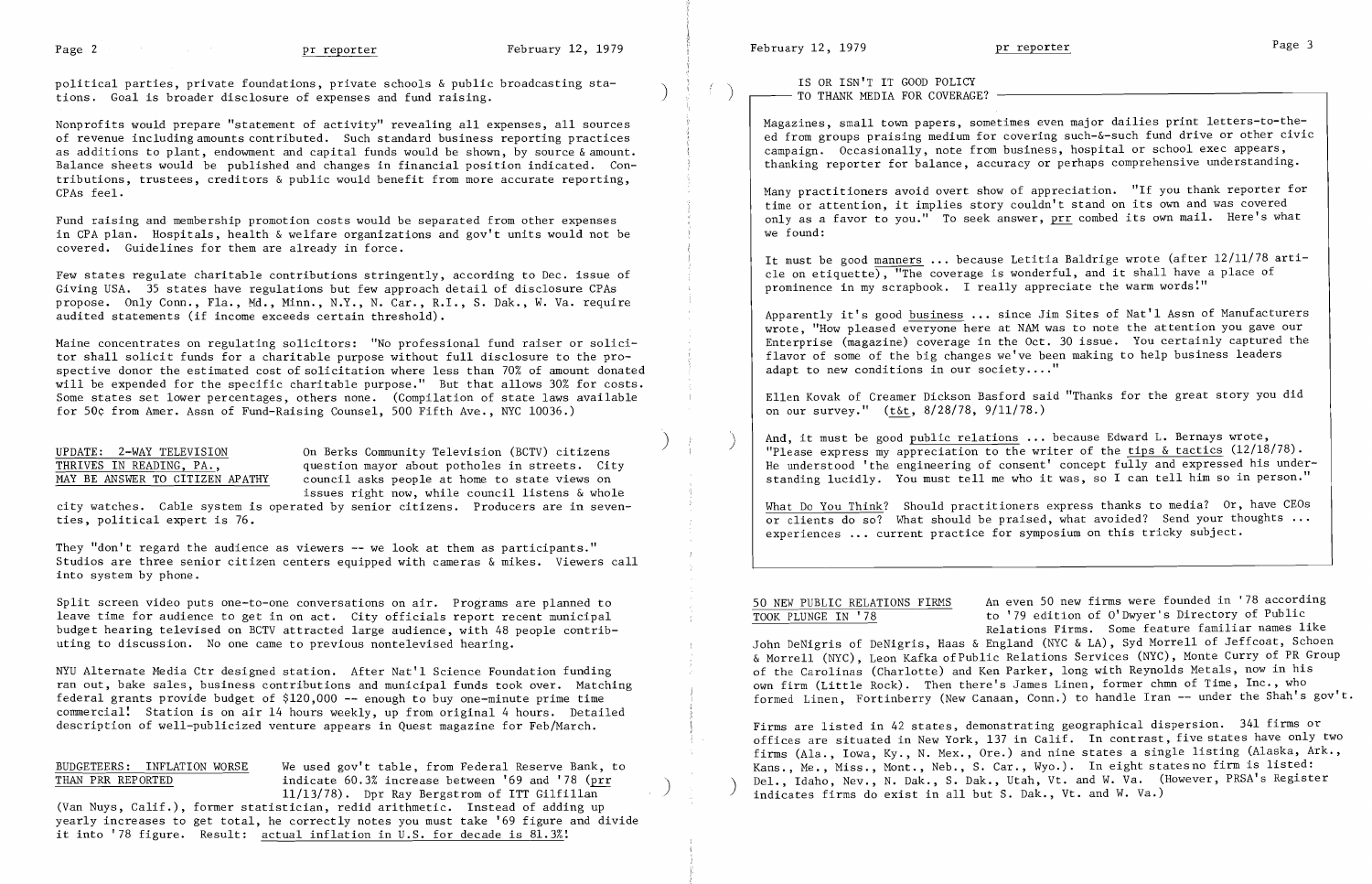political parties, private foundations, private schools & public broadcasting stations. Goal is broader disclosure of expenses and fund raising.

Nonprofits would prepare "statement of activity" revealing all expenses, all sources of revenue including amounts contributed. Such standard business reporting practices as additions to plant, endowment and capital funds would be shown, by source & amount. Balance sheets would be published and changes in financial position indicated. Contributions, trustees, creditors & public would benefit from more accurate reporting, CPAs feel.

Fund raising and membership promotion costs would be separated from other expenses in CPA plan. Hospitals, health & welfare organizations and gov't units would not be covered. Guidelines for them are already in force.

Few states regulate charitable contributions stringently, according to Dec. issue of Giving USA. 35 states have regulations but few approach detail of disclosure CPAs propose. Only Conn., Fla., Md., Minn., N.Y., N. Car., R.I., S. Dak., W. Va. require audited statements (if income exceeds certain threshold).

Maine concentrates on regulating solicitors: "No professional fund raiser or solicitor shall solicit funds for a charitable purpose without full disclosure to the prospective donor the estimated cost of solicitation where less than 70% of amount donated will be expended for the specific charitable purpose." But that allows 30% for costs. Some states set lower percentages, others none. (Compilation of state laws available for 50¢ from Amer. Assn of Fund-Raising Counsel, 500 Fifth Ave., NYC 10036.)

**UPDATE: 2-WAY TELEVISION THRIVES IN READING, PA., MAY BE ANSWER TO CITIZEN APATHY**

On Berks Community Television (BCTV) citizens question mayor about potholes in streets. City council asks people at home to state views on issues right now, while council listens & whole city watches. Cable system is operated by senior citizens. Producers are in seventies, political expert is 76.

They "don't regard the audience as viewers -- we look at them as participants." Studios are three senior citizen centers equipped with cameras & mikes. Viewers call into system by phone.

Split screen video puts one-to-one conversations on air. Programs are planned to leave time for audience to get in on act. City officials report recent municipal budget hearing televised on BCTV attracted large audience, with 48 people contributing to discussion. No one came to previous nontelevised hearing.

NYU Alternate Media Ctr designed station. After Nat'l Science Foundation funding ran out, bake sales, business contributions and municipal funds took over. Matching federal grants provide budget of $120,000 -- enough to buy one-minute prime time commercial! Station is on air 14 hours weekly, up from original 4 hours. Detailed description of well-publicized venture appears in Quest magazine for Feb/March.

**BUDGETEERS: INFLATION WORSE THAN PRR REPORTED**

We used gov't table, from Federal Reserve Bank, to indicate 60.3% increase between '69 and '78 (prr 11/13/78). Dpr Ray Bergstrom of ITT Gilfillan (Van Nuys, Calif.), former statistician, redid arithmetic. Instead of adding up yearly increases to get total, he correctly notes you must take '69 figure and divide it into '78 figure. Result: actual inflation in U.S. for decade is 81.3%!

**IS OR ISN'T IT GOOD POLICY TO THANK MEDIA FOR COVERAGE?**

Magazines, small town papers, sometimes even major dailies print letters-to-the-ed from groups praising medium for covering such-&-such fund drive or other civic campaign. Occasionally, note from business, hospital or school exec appears, thanking reporter for balance, accuracy or perhaps comprehensive understanding.

Many practitioners avoid overt show of appreciation. "If you thank reporter for time or attention, it implies story couldn't stand on its own and was covered only as a favor to you." To seek answer, prr combed its own mail. Here's what we found:

It must be good manners ... because Letitia Baldrige wrote (after 12/11/78 article on etiquette), "The coverage is wonderful, and it shall have a place of prominence in my scrapbook. I really appreciate the warm words!"

Apparently it's good business ... since Jim Sites of Nat'l Assn of Manufacturers wrote, "How pleased everyone here at NAM was to note the attention you gave our Enterprise (magazine) coverage in the Oct. 30 issue. You certainly captured the flavor of some of the big changes we've been making to help business leaders adapt to new conditions in our society...."

Ellen Kovak of Creamer Dickson Basford said "Thanks for the great story you did on our survey." (t&t, 8/28/78, 9/11/78.)

And, it must be good public relations ... because Edward L. Bernays wrote, "Please express my appreciation to the writer of the tips & tactics (12/18/78). He understood 'the engineering of consent' concept fully and expressed his understanding lucidly. You must tell me who it was, so I can tell him so in person."

What Do You Think? Should practitioners express thanks to media? Or, have CEOs or clients do so? What should be praised, what avoided? Send your thoughts ... experiences ... current practice for symposium on this tricky subject.

**50 NEW PUBLIC RELATIONS FIRMS TOOK PLUNGE IN '78**

An even 50 new firms were founded in '78 according to '79 edition of O'Dwyer's Directory of Public Relations Firms. Some feature familiar names like John DeNigris of DeNigris, Haas & England (NYC & LA), Syd Morrell of Jeffcoat, Schoen & Morrell (NYC), Leon Kafka of Public Relations Services (NYC), Monte Curry of PR Group of the Carolinas (Charlotte) and Ken Parker, long with Reynolds Metals, now in his own firm (Little Rock). Then there's James Linen, former chmn of Time, Inc., who formed Linen, Fortinberry (New Canaan, Conn.) to handle Iran -- under the Shah's gov't.

Firms are listed in 42 states, demonstrating geographical dispersion. 341 firms or offices are situated in New York, 137 in Calif. In contrast, five states have only two firms (Ala., Iowa, Ky., N. Mex., Ore.) and nine states a single listing (Alaska, Ark., Kans., Me., Miss., Mont., Neb., S. Car., Wyo.). In eight states no firm is listed: Del., Idaho, Nev., N. Dak., S. Dak., Utah, Vt. and W. Va. (However, PRSA's Register indicates firms do exist in all but S. Dak., Vt. and W. Va.)